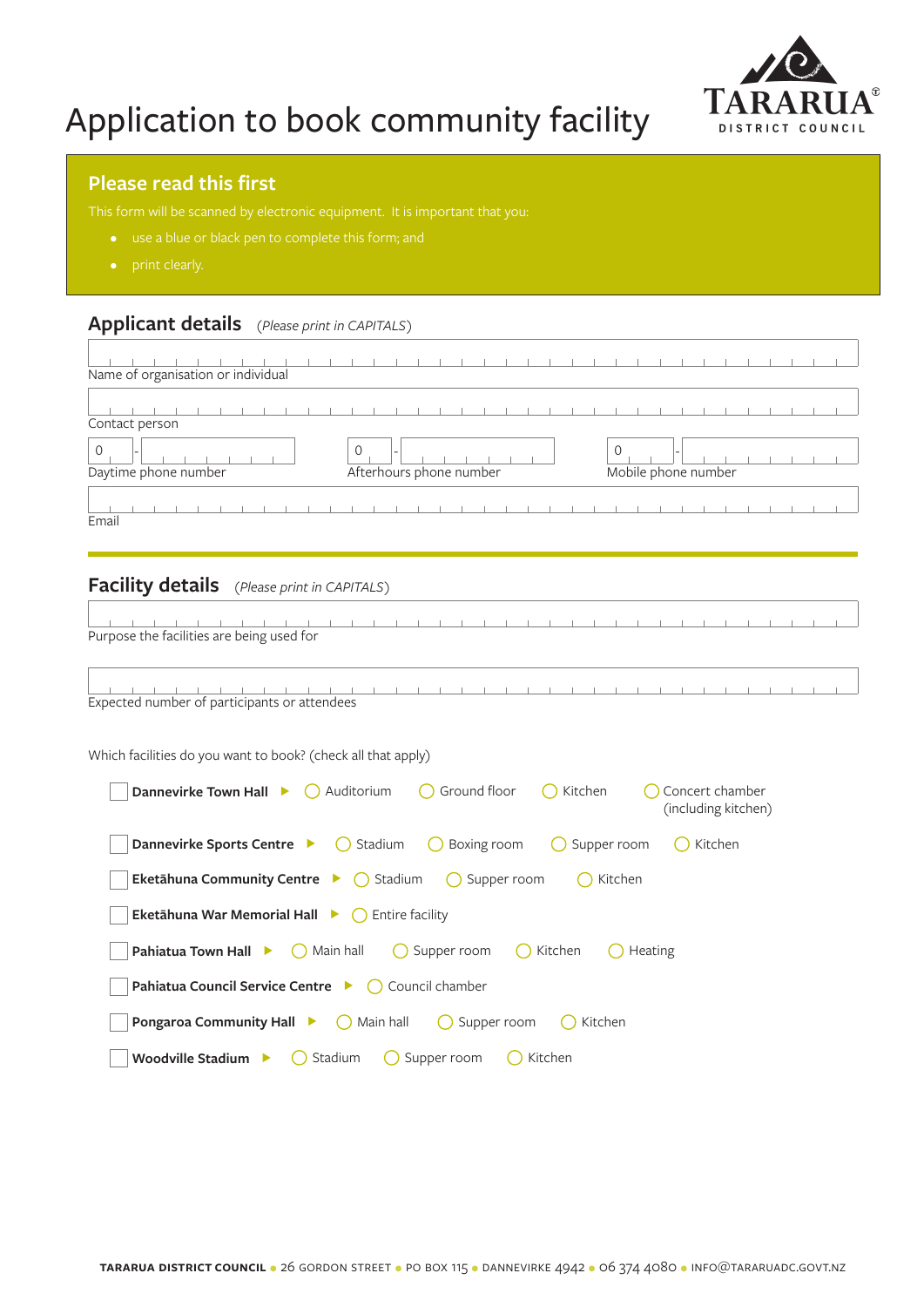# Application to book community facility

TARARUA DISTRICT COUNCIL

## Please read this first

This form will be scanned by electronic equipment. It is important that you:

- use a blue or black pen to complete this form; and
- print clearly.

## Applicant details

*(Please print in CAPITALS)*

Name of organisation or individual

Contact person

0 - Daytime phone number

0 - Afterhours phone number

0 - Mobile phone number

Email

## Facility details

*(Please print in CAPITALS)*

Purpose the facilities are being used for

Expected number of participants or attendees

Which facilities do you want to book? (check all that apply)

- ☐ **Dannevirke Town Hall** ▶ ◯ Auditorium ◯ Ground floor ◯ Kitchen ◯ Concert chamber (including kitchen)
- ☐ **Dannevirke Sports Centre** ▶ ◯ Stadium ◯ Boxing room ◯ Supper room ◯ Kitchen
- ☐ **Eketāhuna Community Centre** ▶ ◯ Stadium ◯ Supper room ◯ Kitchen
- ☐ **Eketāhuna War Memorial Hall** ▶ ◯ Entire facility
- ☐ **Pahiatua Town Hall** ▶ ◯ Main hall ◯ Supper room ◯ Kitchen ◯ Heating
- ☐ **Pahiatua Council Service Centre** ▶ ◯ Council chamber
- ☐ **Pongaroa Community Hall** ▶ ◯ Main hall ◯ Supper room ◯ Kitchen
- ☐ **Woodville Stadium** ▶ ◯ Stadium ◯ Supper room ◯ Kitchen

**TARARUA DISTRICT COUNCIL** • 26 GORDON STREET • PO BOX 115 • DANNEVIRKE 4942 • 06 374 4080 • INFO@TARARUADC.GOVT.NZ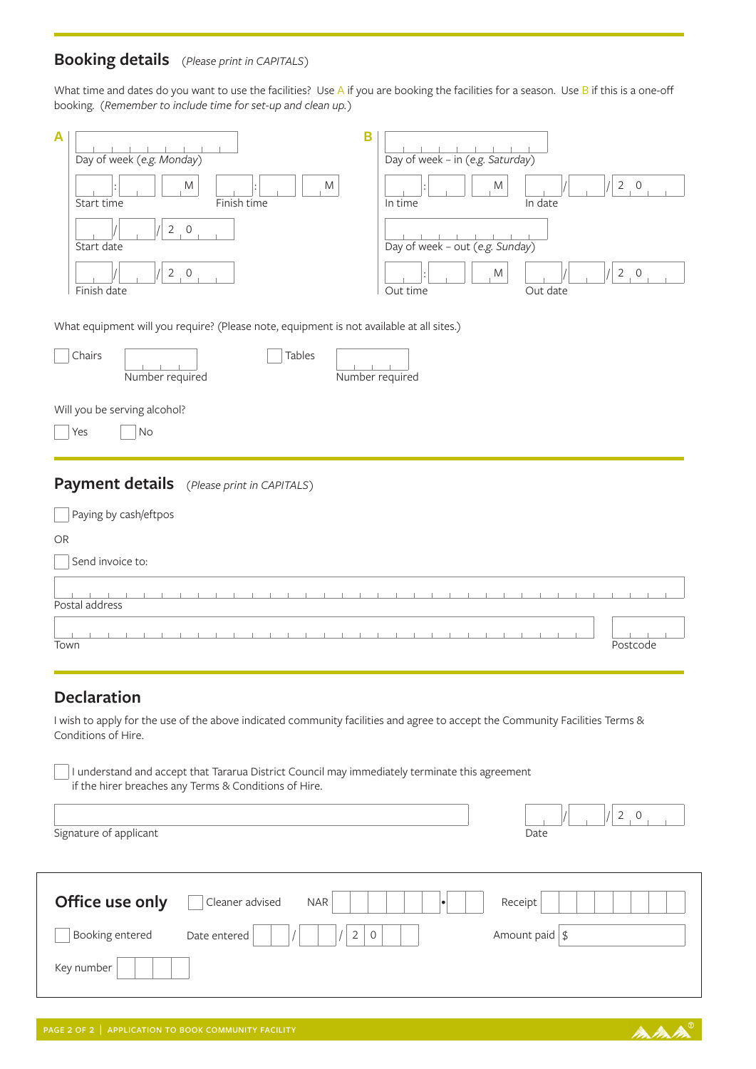## Booking details (*Please print in CAPITALS*)

What time and dates do you want to use the facilities? Use A if you are booking the facilities for a season. Use B if this is a one-off booking. (*Remember to include time for set-up and clean up.*)

**A**

Day of week (*e.g. Monday*)

Start time : M Finish time : M

Start date / / 2 0

Finish date / / 2 0

**B**

Day of week – in (*e.g. Saturday*)

In time : M In date / / 2 0

Day of week – out (*e.g. Sunday*)

Out time : M Out date / / 2 0

What equipment will you require? (Please note, equipment is not available at all sites.)

☐ Chairs Number required

☐ Tables Number required

Will you be serving alcohol?

☐ Yes ☐ No

## Payment details (*Please print in CAPITALS*)

☐ Paying by cash/eftpos

OR

☐ Send invoice to:

Postal address

Town Postcode

## Declaration

I wish to apply for the use of the above indicated community facilities and agree to accept the Community Facilities Terms & Conditions of Hire.

☐ I understand and accept that Tararua District Council may immediately terminate this agreement if the hirer breaches any Terms & Conditions of Hire.

Signature of applicant

Date / / 2 0

## Office use only

☐ Cleaner advised NAR •

Receipt

☐ Booking entered Date entered / / 2 0

Amount paid $

Key number